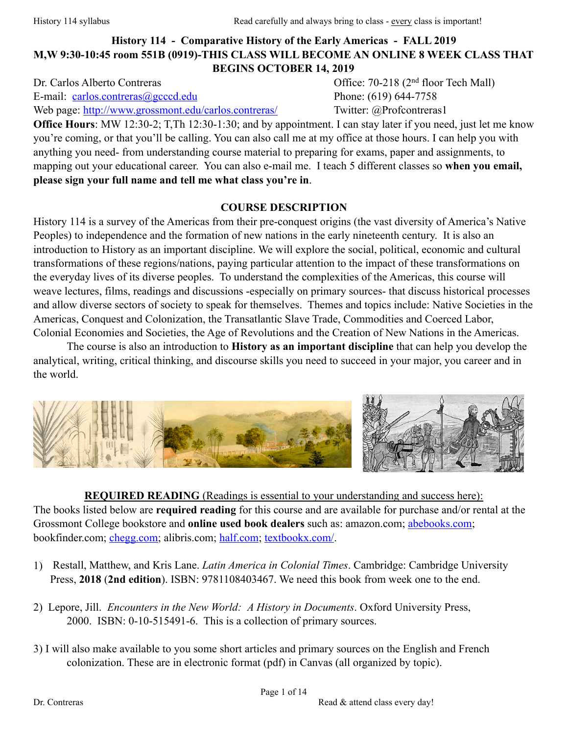# History 114 - Comparative History of the Early Americas - FALL 2019

## M,W 9:30-10:45 room 551B (0919)-THIS CLASS WILL BECOME AN ONLINE 8 WEEK CLASS THAT BEGINS OCTOBER 14, 2019

Dr. Carlos Alberto Contreras
E-mail: carlos.contreras@gcccd.edu
Web page: http://www.grossmont.edu/carlos.contreras/

Office: 70-218 (2nd floor Tech Mall)
Phone: (619) 644-7758
Twitter: @Profcontreras1

**Office Hours**: MW 12:30-2; T,Th 12:30-1:30; and by appointment. I can stay later if you need, just let me know you're coming, or that you'll be calling. You can also call me at my office at those hours. I can help you with anything you need- from understanding course material to preparing for exams, paper and assignments, to mapping out your educational career. You can also e-mail me. I teach 5 different classes so **when you email, please sign your full name and tell me what class you're in**.

## COURSE DESCRIPTION

History 114 is a survey of the Americas from their pre-conquest origins (the vast diversity of America's Native Peoples) to independence and the formation of new nations in the early nineteenth century. It is also an introduction to History as an important discipline. We will explore the social, political, economic and cultural transformations of these regions/nations, paying particular attention to the impact of these transformations on the everyday lives of its diverse peoples. To understand the complexities of the Americas, this course will weave lectures, films, readings and discussions -especially on primary sources- that discuss historical processes and allow diverse sectors of society to speak for themselves. Themes and topics include: Native Societies in the Americas, Conquest and Colonization, the Transatlantic Slave Trade, Commodities and Coerced Labor, Colonial Economies and Societies, the Age of Revolutions and the Creation of New Nations in the Americas.

The course is also an introduction to **History as an important discipline** that can help you develop the analytical, writing, critical thinking, and discourse skills you need to succeed in your major, you career and in the world.

**REQUIRED READING** (Readings is essential to your understanding and success here):

The books listed below are **required reading** for this course and are available for purchase and/or rental at the Grossmont College bookstore and **online used book dealers** such as: amazon.com; abebooks.com; bookfinder.com; chegg.com; alibris.com; half.com; textbookx.com/.

1) Restall, Matthew, and Kris Lane. *Latin America in Colonial Times*. Cambridge: Cambridge University Press, **2018** (**2nd edition**). ISBN: 9781108403467. We need this book from week one to the end.

2) Lepore, Jill. *Encounters in the New World: A History in Documents*. Oxford University Press, 2000. ISBN: 0-10-515491-6. This is a collection of primary sources.

3) I will also make available to you some short articles and primary sources on the English and French colonization. These are in electronic format (pdf) in Canvas (all organized by topic).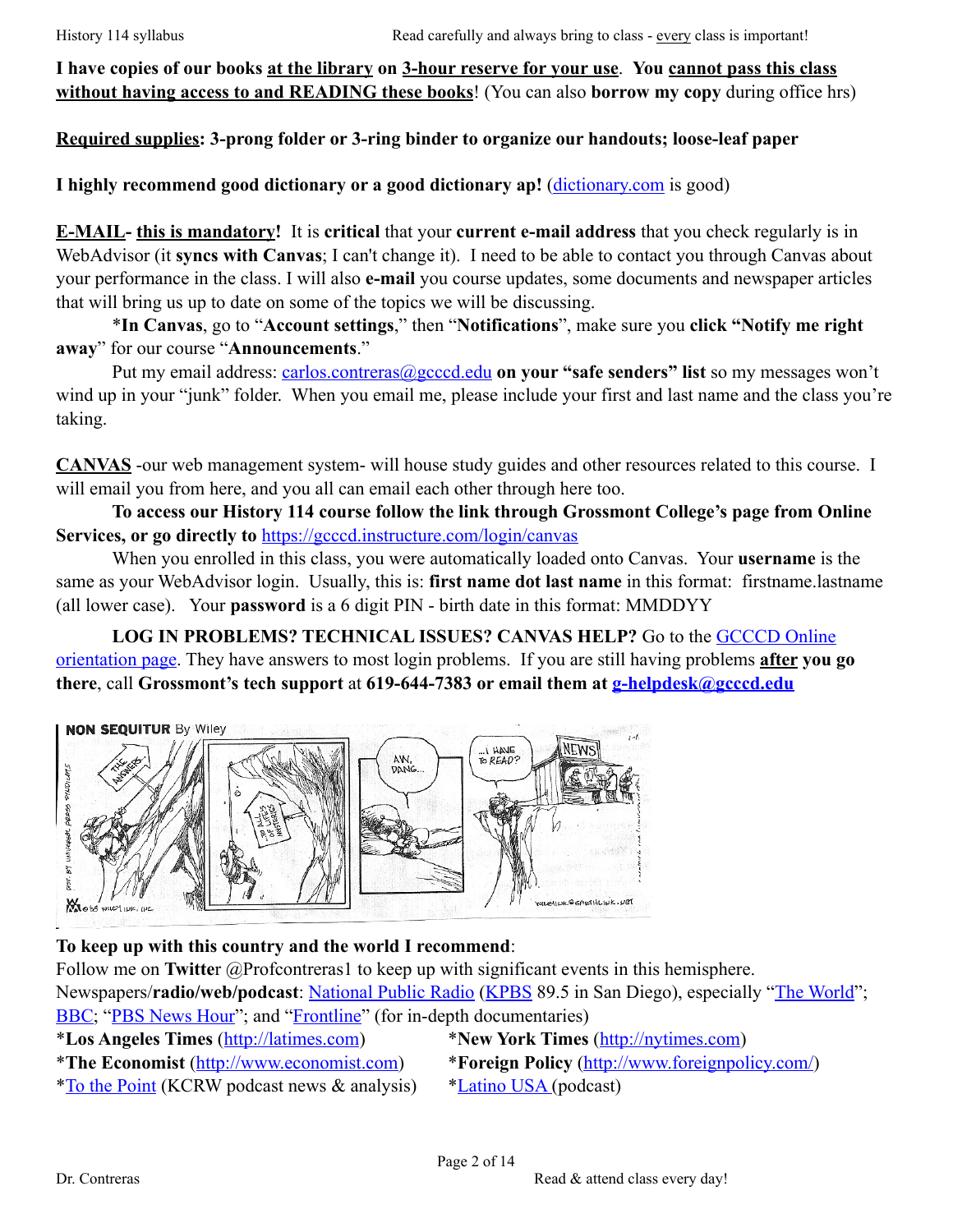**I have copies of our books <u>at the library</u> on <u>3-hour reserve for your use</u>. You <u>cannot pass this class without having access to and READING these books</u>!** (You can also **borrow my copy** during office hrs)

**<u>Required supplies</u>: 3-prong folder or 3-ring binder to organize our handouts; loose-leaf paper**

**I highly recommend good dictionary or a good dictionary ap!** ([dictionary.com](http://dictionary.com) is good)

**<u>E-MAIL</u>- <u>this is mandatory</u>!** It is **critical** that your **current e-mail address** that you check regularly is in WebAdvisor (it **syncs with Canvas**; I can't change it). I need to be able to contact you through Canvas about your performance in the class. I will also **e-mail** you course updates, some documents and newspaper articles that will bring us up to date on some of the topics we will be discussing.

*In **Canvas**, go to "**Account settings**," then "**Notifications**", make sure you **click "Notify me right away**" for our course "**Announcements**."

Put my email address: [carlos.contreras@gcccd.edu](mailto:carlos.contreras@gcccd.edu) **on your "safe senders" list** so my messages won't wind up in your "junk" folder. When you email me, please include your first and last name and the class you're taking.

**<u>CANVAS</u>** -our web management system- will house study guides and other resources related to this course. I will email you from here, and you all can email each other through here too.

**To access our History 114 course follow the link through Grossmont College's page from Online Services, or go directly to** [https://gcccd.instructure.com/login/canvas](https://gcccd.instructure.com/login/canvas)

When you enrolled in this class, you were automatically loaded onto Canvas. Your **username** is the same as your WebAdvisor login. Usually, this is: **first name dot last name** in this format: firstname.lastname (all lower case). Your **password** is a 6 digit PIN - birth date in this format: MMDDYY

**LOG IN PROBLEMS? TECHNICAL ISSUES? CANVAS HELP?** Go to the [GCCCD Online orientation page](#). They have answers to most login problems. If you are still having problems **<u>after</u> you go there**, call **Grossmont's tech support** at **619-644-7383 or email them at [g-helpdesk@gcccd.edu](mailto:g-helpdesk@gcccd.edu)**

**To keep up with this country and the world I recommend**:

Follow me on **Twitte**r @Profcontreras1 to keep up with significant events in this hemisphere.

Newspapers/**radio/web/podcast**: [National Public Radio](#) ([KPBS](#) 89.5 in San Diego), especially "[The World](#)"; [BBC](#); "[PBS News Hour](#)"; and "[Frontline](#)" (for in-depth documentaries)

*__Los Angeles Times__ ([http://latimes.com](http://latimes.com))

*__New York Times__ ([http://nytimes.com](http://nytimes.com))

*__The Economist__ ([http://www.economist.com](http://www.economist.com))

*__Foreign Policy__ ([http://www.foreignpolicy.com/](http://www.foreignpolicy.com/))

*[To the Point](#) (KCRW podcast news & analysis)

*[Latino USA](#) (podcast)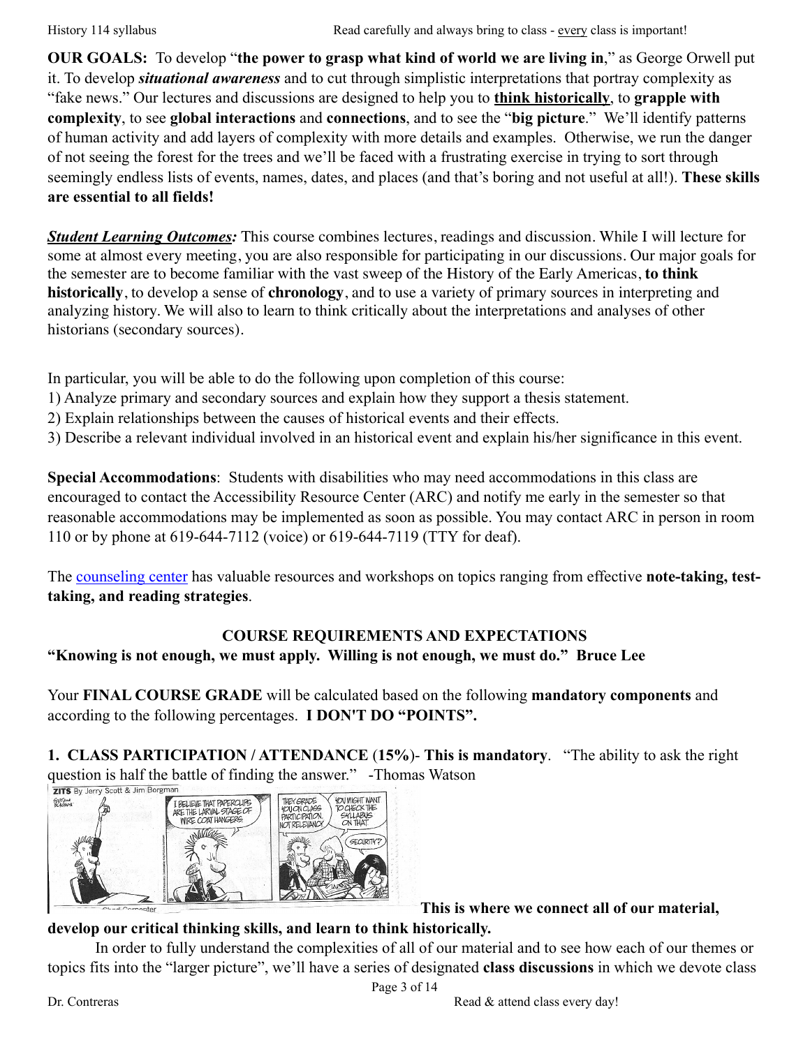**OUR GOALS:** To develop "**the power to grasp what kind of world we are living in**," as George Orwell put it. To develop ***situational awareness*** and to cut through simplistic interpretations that portray complexity as "fake news." Our lectures and discussions are designed to help you to **think historically**, to **grapple with complexity**, to see **global interactions** and **connections**, and to see the "**big picture**." We'll identify patterns of human activity and add layers of complexity with more details and examples. Otherwise, we run the danger of not seeing the forest for the trees and we'll be faced with a frustrating exercise in trying to sort through seemingly endless lists of events, names, dates, and places (and that's boring and not useful at all!). **These skills are essential to all fields!**

***Student Learning Outcomes:*** This course combines lectures, readings and discussion. While I will lecture for some at almost every meeting, you are also responsible for participating in our discussions. Our major goals for the semester are to become familiar with the vast sweep of the History of the Early Americas, **to think historically**, to develop a sense of **chronology**, and to use a variety of primary sources in interpreting and analyzing history. We will also to learn to think critically about the interpretations and analyses of other historians (secondary sources).

In particular, you will be able to do the following upon completion of this course:

1) Analyze primary and secondary sources and explain how they support a thesis statement.
2) Explain relationships between the causes of historical events and their effects.
3) Describe a relevant individual involved in an historical event and explain his/her significance in this event.

**Special Accommodations**: Students with disabilities who may need accommodations in this class are encouraged to contact the Accessibility Resource Center (ARC) and notify me early in the semester so that reasonable accommodations may be implemented as soon as possible. You may contact ARC in person in room 110 or by phone at 619-644-7112 (voice) or 619-644-7119 (TTY for deaf).

The counseling center has valuable resources and workshops on topics ranging from effective **note-taking, test-taking, and reading strategies**.

## COURSE REQUIREMENTS AND EXPECTATIONS

**"Knowing is not enough, we must apply. Willing is not enough, we must do." Bruce Lee**

Your **FINAL COURSE GRADE** will be calculated based on the following **mandatory components** and according to the following percentages. **I DON'T DO "POINTS".**

**1. CLASS PARTICIPATION / ATTENDANCE (15%)- This is mandatory**. "The ability to ask the right question is half the battle of finding the answer." -Thomas Watson

**This is where we connect all of our material, develop our critical thinking skills, and learn to think historically.**

In order to fully understand the complexities of all of our material and to see how each of our themes or topics fits into the "larger picture", we'll have a series of designated **class discussions** in which we devote class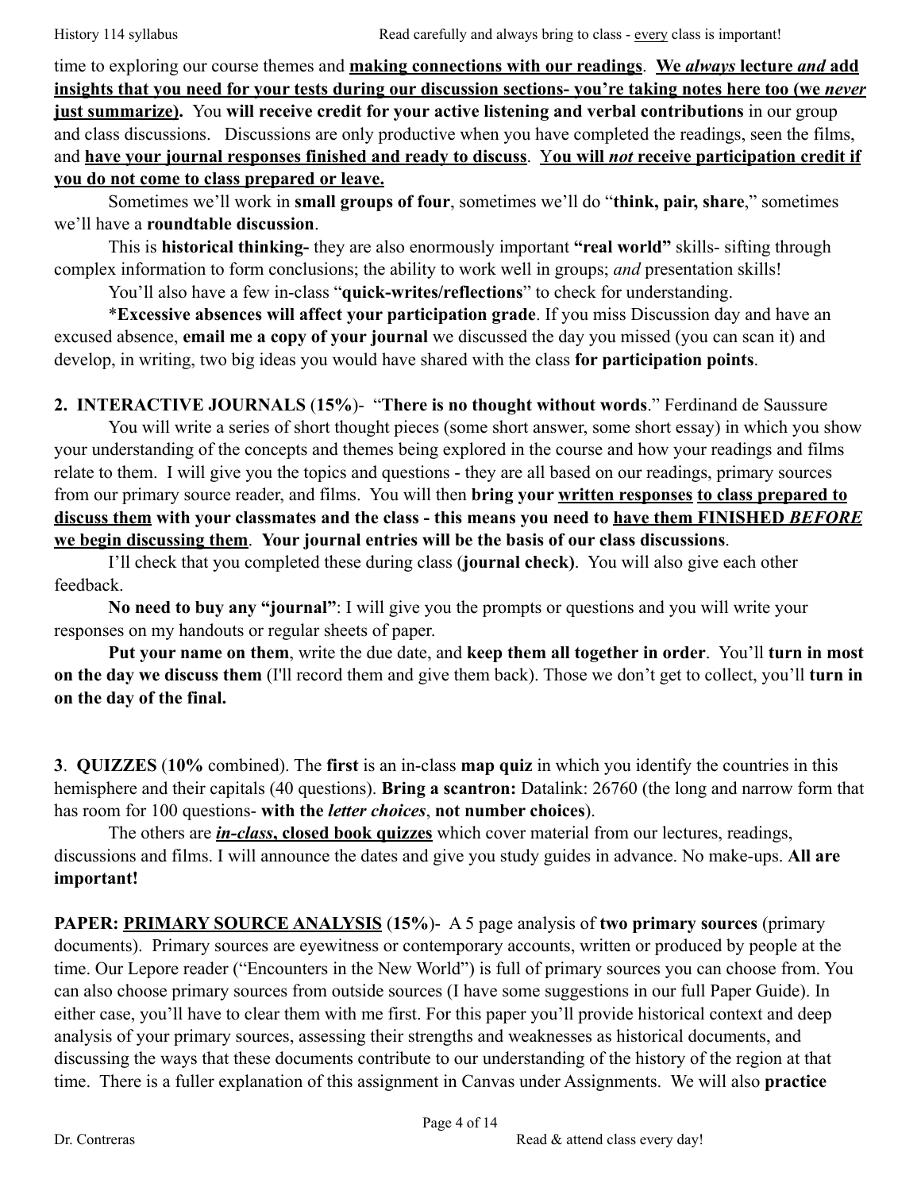time to exploring our course themes and **<u>making connections with our readings</u>**. **<u>We *always* lecture *and* add insights that you need for your tests during our discussion sections- you're taking notes here too (we *never* just summarize).</u>** You **will receive credit for your active listening and verbal contributions** in our group and class discussions. Discussions are only productive when you have completed the readings, seen the films, and **<u>have your journal responses finished and ready to discuss</u>**. **<u>You will *not* receive participation credit if you do not come to class prepared or leave.</u>**

Sometimes we'll work in **small groups of four**, sometimes we'll do "**think, pair, share**," sometimes we'll have a **roundtable discussion**.

This is **historical thinking-** they are also enormously important **"real world"** skills- sifting through complex information to form conclusions; the ability to work well in groups; *and* presentation skills!

You'll also have a few in-class "**quick-writes/reflections**" to check for understanding.

***Excessive absences will affect your participation grade**. If you miss Discussion day and have an excused absence, **email me a copy of your journal** we discussed the day you missed (you can scan it) and develop, in writing, two big ideas you would have shared with the class **for participation points**.

**2. INTERACTIVE JOURNALS** (**15%**)- "**There is no thought without words**." Ferdinand de Saussure

You will write a series of short thought pieces (some short answer, some short essay) in which you show your understanding of the concepts and themes being explored in the course and how your readings and films relate to them. I will give you the topics and questions - they are all based on our readings, primary sources from our primary source reader, and films. You will then **bring your <u>written responses</u> <u>to class prepared to discuss them</u> with your classmates and the class - this means you need to <u>have them FINISHED *BEFORE* we begin discussing them</u>**. **Your journal entries will be the basis of our class discussions**.

I'll check that you completed these during class (**journal check)**. You will also give each other feedback.

**No need to buy any "journal"**: I will give you the prompts or questions and you will write your responses on my handouts or regular sheets of paper.

**Put your name on them**, write the due date, and **keep them all together in order**. You'll **turn in most on the day we discuss them** (I'll record them and give them back). Those we don't get to collect, you'll **turn in on the day of the final.**

**3**. **QUIZZES** (**10%** combined). The **first** is an in-class **map quiz** in which you identify the countries in this hemisphere and their capitals (40 questions). **Bring a scantron:** Datalink: 26760 (the long and narrow form that has room for 100 questions- **with the *letter choices***, **not number choices**).

The others are ***<u>in-class</u>*, <u>closed book quizzes</u>** which cover material from our lectures, readings, discussions and films. I will announce the dates and give you study guides in advance. No make-ups. **All are important!**

**PAPER: <u>PRIMARY SOURCE ANALYSIS</u>** (**15%**)- A 5 page analysis of **two primary sources** (primary documents). Primary sources are eyewitness or contemporary accounts, written or produced by people at the time. Our Lepore reader ("Encounters in the New World") is full of primary sources you can choose from. You can also choose primary sources from outside sources (I have some suggestions in our full Paper Guide). In either case, you'll have to clear them with me first. For this paper you'll provide historical context and deep analysis of your primary sources, assessing their strengths and weaknesses as historical documents, and discussing the ways that these documents contribute to our understanding of the history of the region at that time. There is a fuller explanation of this assignment in Canvas under Assignments. We will also **practice**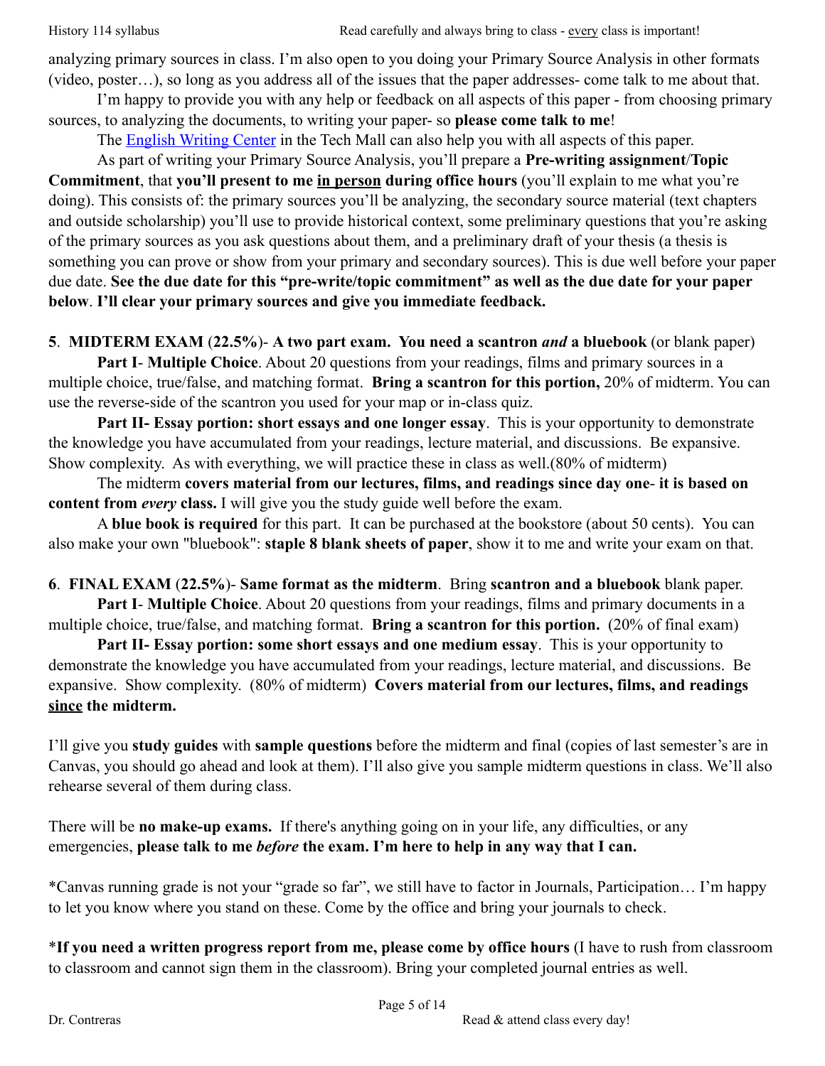analyzing primary sources in class. I'm also open to you doing your Primary Source Analysis in other formats (video, poster…), so long as you address all of the issues that the paper addresses- come talk to me about that.

I'm happy to provide you with any help or feedback on all aspects of this paper - from choosing primary sources, to analyzing the documents, to writing your paper- so **please come talk to me**!

The [English Writing Center]() in the Tech Mall can also help you with all aspects of this paper.

As part of writing your Primary Source Analysis, you'll prepare a **Pre-writing assignment**/**Topic Commitment**, that **you'll present to me <u>in person</u> during office hours** (you'll explain to me what you're doing). This consists of: the primary sources you'll be analyzing, the secondary source material (text chapters and outside scholarship) you'll use to provide historical context, some preliminary questions that you're asking of the primary sources as you ask questions about them, and a preliminary draft of your thesis (a thesis is something you can prove or show from your primary and secondary sources). This is due well before your paper due date. **See the due date for this "pre-write/topic commitment" as well as the due date for your paper below**. **I'll clear your primary sources and give you immediate feedback.**

**5**. **MIDTERM EXAM** (**22.5%**)- **A two part exam. You need a scantron *and* a bluebook** (or blank paper)

**Part I**- **Multiple Choice**. About 20 questions from your readings, films and primary sources in a multiple choice, true/false, and matching format. **Bring a scantron for this portion,** 20% of midterm. You can use the reverse-side of the scantron you used for your map or in-class quiz.

**Part II- Essay portion: short essays and one longer essay**. This is your opportunity to demonstrate the knowledge you have accumulated from your readings, lecture material, and discussions. Be expansive. Show complexity. As with everything, we will practice these in class as well.(80% of midterm)

The midterm **covers material from our lectures, films, and readings since day one**- **it is based on content from *every* class.** I will give you the study guide well before the exam.

A **blue book is required** for this part. It can be purchased at the bookstore (about 50 cents). You can also make your own "bluebook": **staple 8 blank sheets of paper**, show it to me and write your exam on that.

**6**. **FINAL EXAM** (**22.5%**)- **Same format as the midterm**. Bring **scantron and a bluebook** blank paper.

**Part I**- **Multiple Choice**. About 20 questions from your readings, films and primary documents in a multiple choice, true/false, and matching format. **Bring a scantron for this portion.** (20% of final exam)

**Part II- Essay portion: some short essays and one medium essay**. This is your opportunity to demonstrate the knowledge you have accumulated from your readings, lecture material, and discussions. Be expansive. Show complexity. (80% of midterm) **Covers material from our lectures, films, and readings <u>since</u> the midterm.**

I'll give you **study guides** with **sample questions** before the midterm and final (copies of last semester's are in Canvas, you should go ahead and look at them). I'll also give you sample midterm questions in class. We'll also rehearse several of them during class.

There will be **no make-up exams.** If there's anything going on in your life, any difficulties, or any emergencies, **please talk to me *before* the exam. I'm here to help in any way that I can.**

*Canvas running grade is not your "grade so far", we still have to factor in Journals, Participation… I'm happy to let you know where you stand on these. Come by the office and bring your journals to check.

***If you need a written progress report from me, please come by office hours** (I have to rush from classroom to classroom and cannot sign them in the classroom). Bring your completed journal entries as well.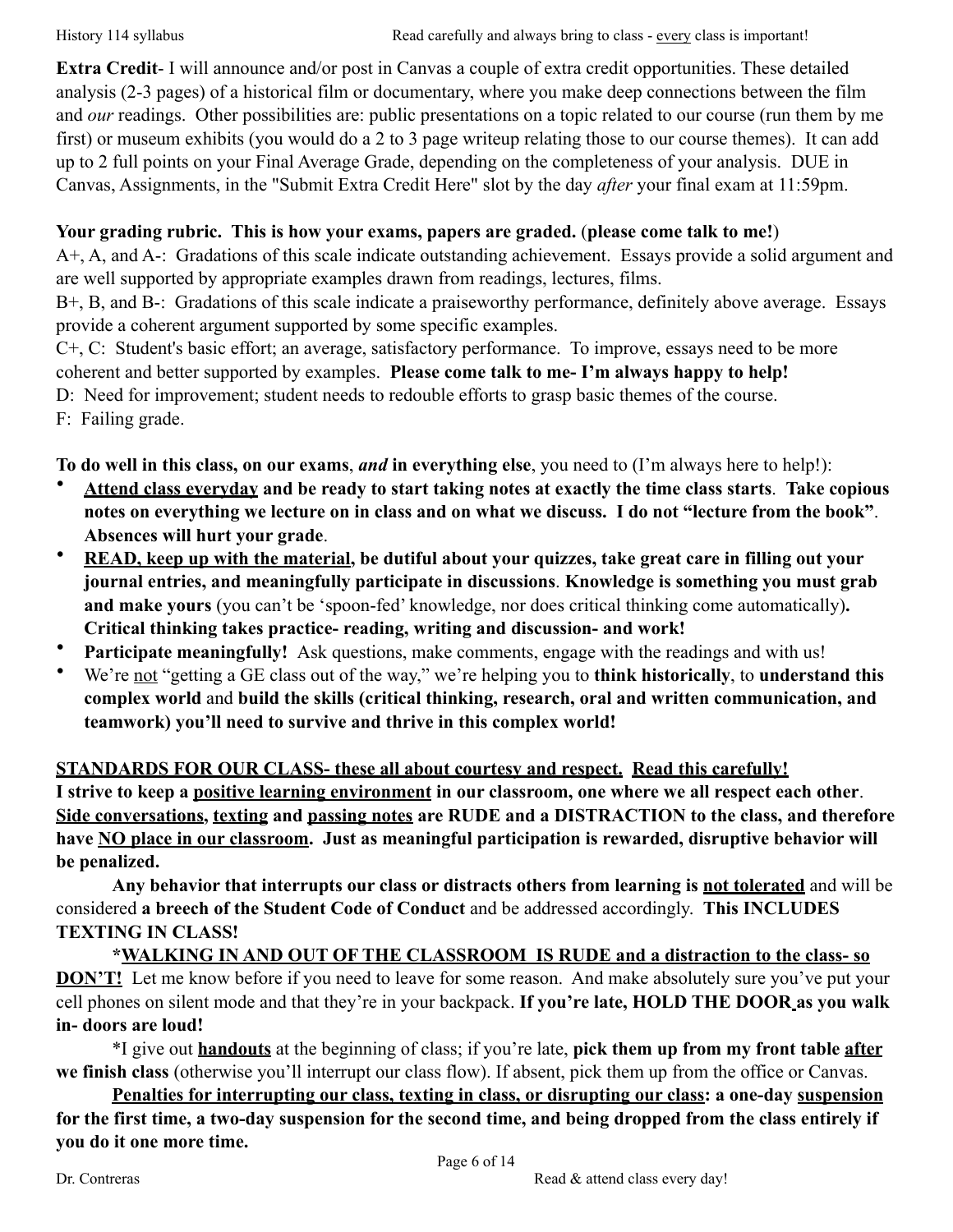**Extra Credit**- I will announce and/or post in Canvas a couple of extra credit opportunities. These detailed analysis (2-3 pages) of a historical film or documentary, where you make deep connections between the film and *our* readings. Other possibilities are: public presentations on a topic related to our course (run them by me first) or museum exhibits (you would do a 2 to 3 page writeup relating those to our course themes). It can add up to 2 full points on your Final Average Grade, depending on the completeness of your analysis. DUE in Canvas, Assignments, in the "Submit Extra Credit Here" slot by the day *after* your final exam at 11:59pm.

**Your grading rubric. This is how your exams, papers are graded.** (**please come talk to me!**)

A+, A, and A-: Gradations of this scale indicate outstanding achievement. Essays provide a solid argument and are well supported by appropriate examples drawn from readings, lectures, films.

B+, B, and B-: Gradations of this scale indicate a praiseworthy performance, definitely above average. Essays provide a coherent argument supported by some specific examples.

C+, C: Student's basic effort; an average, satisfactory performance. To improve, essays need to be more coherent and better supported by examples. **Please come talk to me- I'm always happy to help!**

D: Need for improvement; student needs to redouble efforts to grasp basic themes of the course.

F: Failing grade.

**To do well in this class, on our exams**, ***and*** **in everything else**, you need to (I'm always here to help!):

- **<u>Attend class everyday</u> and be ready to start taking notes at exactly the time class starts**. **Take copious notes on everything we lecture on in class and on what we discuss. I do not "lecture from the book"**. **Absences will hurt your grade**.
- **<u>READ, keep up with the material</u>, be dutiful about your quizzes, take great care in filling out your journal entries, and meaningfully participate in discussions**. **Knowledge is something you must grab and make yours** (you can't be 'spoon-fed' knowledge, nor does critical thinking come automatically)**. Critical thinking takes practice- reading, writing and discussion- and work!**
- **Participate meaningfully!** Ask questions, make comments, engage with the readings and with us!
- We're <u>not</u> "getting a GE class out of the way," we're helping you to **think historically**, to **understand this complex world** and **build the skills (critical thinking, research, oral and written communication, and teamwork) you'll need to survive and thrive in this complex world!**

**<u>STANDARDS FOR OUR CLASS- these all about courtesy and respect.</u> <u>Read this carefully!</u>**

**I strive to keep a <u>positive learning environment</u> in our classroom, one where we all respect each other**. **<u>Side conversations</u>, <u>texting</u> and <u>passing notes</u> are RUDE and a DISTRACTION to the class, and therefore have <u>NO place in our classroom</u>. Just as meaningful participation is rewarded, disruptive behavior will be penalized.**

**Any behavior that interrupts our class or distracts others from learning is <u>not tolerated</u>** and will be considered **a breech of the Student Code of Conduct** and be addressed accordingly. **This INCLUDES TEXTING IN CLASS!**

**\*<u>WALKING IN AND OUT OF THE CLASSROOM IS RUDE and a distraction to the class- so DON'T!</u>** Let me know before if you need to leave for some reason. And make absolutely sure you've put your cell phones on silent mode and that they're in your backpack. **If you're late, HOLD THE DOOR as you walk in- doors are loud!**

\*I give out **<u>handouts</u>** at the beginning of class; if you're late, **pick them up from my front table <u>after</u> we finish class** (otherwise you'll interrupt our class flow). If absent, pick them up from the office or Canvas.

**<u>Penalties for interrupting our class, texting in class, or disrupting our class</u>: a one-day <u>suspension</u> for the first time, a two-day suspension for the second time, and being dropped from the class entirely if you do it one more time.**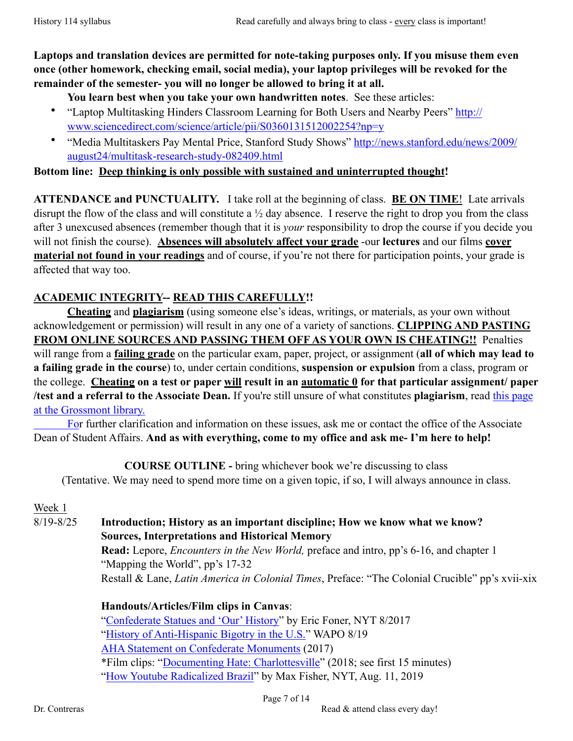**Laptops and translation devices are permitted for note-taking purposes only. If you misuse them even once (other homework, checking email, social media), your laptop privileges will be revoked for the remainder of the semester- you will no longer be allowed to bring it at all.**

**You learn best when you take your own handwritten notes**. See these articles:

- "Laptop Multitasking Hinders Classroom Learning for Both Users and Nearby Peers" http://www.sciencedirect.com/science/article/pii/S0360131512002254?np=y
- "Media Multitaskers Pay Mental Price, Stanford Study Shows" http://news.stanford.edu/news/2009/august24/multitask-research-study-082409.html

**Bottom line: Deep thinking is only possible with sustained and uninterrupted thought!**

**ATTENDANCE and PUNCTUALITY.** I take roll at the beginning of class. **BE ON TIME**! Late arrivals disrupt the flow of the class and will constitute a ½ day absence. I reserve the right to drop you from the class after 3 unexcused absences (remember though that it is *your* responsibility to drop the course if you decide you will not finish the course). **Absences will absolutely affect your grade** -our **lectures** and our films **cover material not found in your readings** and of course, if you're not there for participation points, your grade is affected that way too.

**ACADEMIC INTEGRITY-- READ THIS CAREFULLY!!**

**Cheating** and **plagiarism** (using someone else's ideas, writings, or materials, as your own without acknowledgement or permission) will result in any one of a variety of sanctions. **CLIPPING AND PASTING FROM ONLINE SOURCES AND PASSING THEM OFF AS YOUR OWN IS CHEATING!!** Penalties will range from a **failing grade** on the particular exam, paper, project, or assignment (**all of which may lead to a failing grade in the course**) to, under certain conditions, **suspension or expulsion** from a class, program or the college. **Cheating on a test or paper will result in an automatic 0 for that particular assignment/ paper /test and a referral to the Associate Dean.** If you're still unsure of what constitutes **plagiarism**, read this page at the Grossmont library.

For further clarification and information on these issues, ask me or contact the office of the Associate Dean of Student Affairs. **And as with everything, come to my office and ask me- I'm here to help!**

**COURSE OUTLINE -** bring whichever book we're discussing to class

(Tentative. We may need to spend more time on a given topic, if so, I will always announce in class.

Week 1

8/19-8/25 **Introduction; History as an important discipline; How we know what we know? Sources, Interpretations and Historical Memory**

**Read:** Lepore, *Encounters in the New World,* preface and intro, pp's 6-16, and chapter 1 "Mapping the World", pp's 17-32

Restall & Lane, *Latin America in Colonial Times*, Preface: "The Colonial Crucible" pp's xvii-xix

**Handouts/Articles/Film clips in Canvas**:

"Confederate Statues and 'Our' History" by Eric Foner, NYT 8/2017

"History of Anti-Hispanic Bigotry in the U.S." WAPO 8/19

AHA Statement on Confederate Monuments (2017)

*Film clips: "Documenting Hate: Charlottesville" (2018; see first 15 minutes)

"How Youtube Radicalized Brazil" by Max Fisher, NYT, Aug. 11, 2019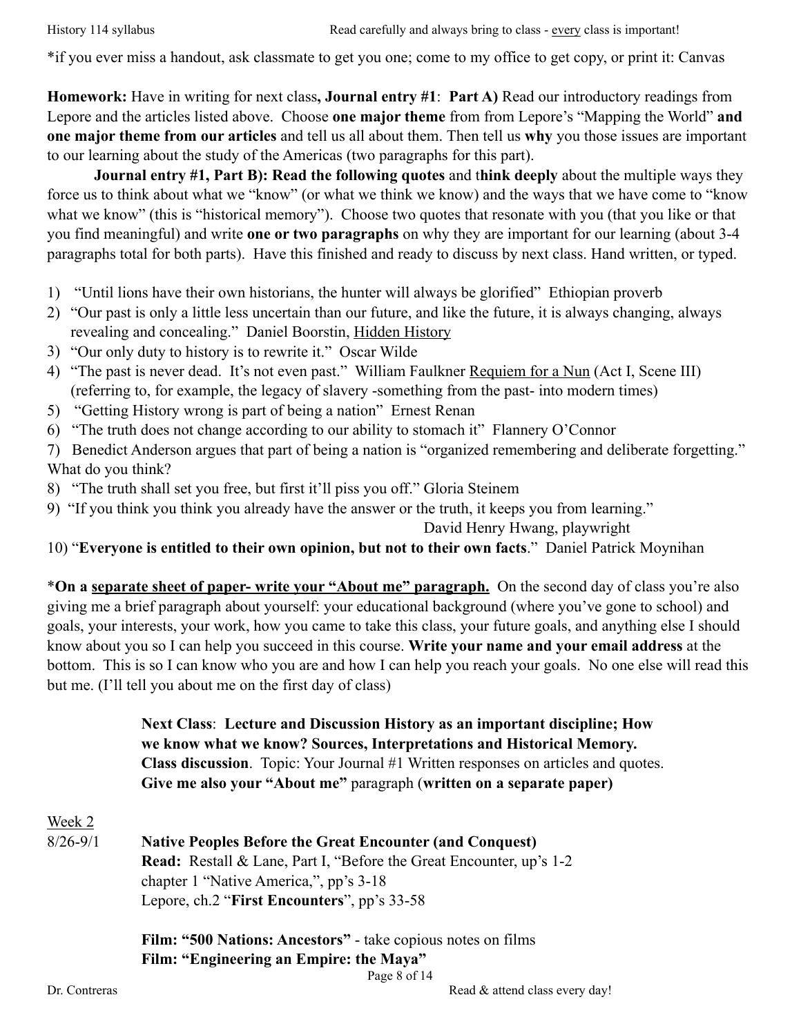*if you ever miss a handout, ask classmate to get you one; come to my office to get copy, or print it: Canvas

**Homework:** Have in writing for next class**, Journal entry #1**: **Part A)** Read our introductory readings from Lepore and the articles listed above. Choose **one major theme** from from Lepore's "Mapping the World" **and one major theme from our articles** and tell us all about them. Then tell us **why** you those issues are important to our learning about the study of the Americas (two paragraphs for this part).

**Journal entry #1, Part B): Read the following quotes** and t**hink deeply** about the multiple ways they force us to think about what we "know" (or what we think we know) and the ways that we have come to "know what we know" (this is "historical memory"). Choose two quotes that resonate with you (that you like or that you find meaningful) and write **one or two paragraphs** on why they are important for our learning (about 3-4 paragraphs total for both parts). Have this finished and ready to discuss by next class. Hand written, or typed.

1) "Until lions have their own historians, the hunter will always be glorified" Ethiopian proverb
2) "Our past is only a little less uncertain than our future, and like the future, it is always changing, always revealing and concealing." Daniel Boorstin, <u>Hidden History</u>
3) "Our only duty to history is to rewrite it." Oscar Wilde
4) "The past is never dead. It's not even past." William Faulkner <u>Requiem for a Nun</u> (Act I, Scene III) (referring to, for example, the legacy of slavery -something from the past- into modern times)
5) "Getting History wrong is part of being a nation" Ernest Renan
6) "The truth does not change according to our ability to stomach it" Flannery O'Connor
7) Benedict Anderson argues that part of being a nation is "organized remembering and deliberate forgetting." What do you think?
8) "The truth shall set you free, but first it'll piss you off." Gloria Steinem
9) "If you think you think you already have the answer or the truth, it keeps you from learning." David Henry Hwang, playwright
10) "**Everyone is entitled to their own opinion, but not to their own facts**." Daniel Patrick Moynihan

***On a <u>separate sheet of paper- write your "About me" paragraph.</u>** On the second day of class you're also giving me a brief paragraph about yourself: your educational background (where you've gone to school) and goals, your interests, your work, how you came to take this class, your future goals, and anything else I should know about you so I can help you succeed in this course. **Write your name and your email address** at the bottom. This is so I can know who you are and how I can help you reach your goals. No one else will read this but me. (I'll tell you about me on the first day of class)

**Next Class**: **Lecture and Discussion History as an important discipline; How we know what we know? Sources, Interpretations and Historical Memory.**
**Class discussion**. Topic: Your Journal #1 Written responses on articles and quotes.
**Give me also your "About me"** paragraph (**written on a separate paper)**

<u>Week 2</u>

8/26-9/1 **Native Peoples Before the Great Encounter (and Conquest)**
**Read:** Restall & Lane, Part I, "Before the Great Encounter, up's 1-2
chapter 1 "Native America,", pp's 3-18
Lepore, ch.2 "**First Encounters**", pp's 33-58

**Film: "500 Nations: Ancestors"** - take copious notes on films
**Film: "Engineering an Empire: the Maya"**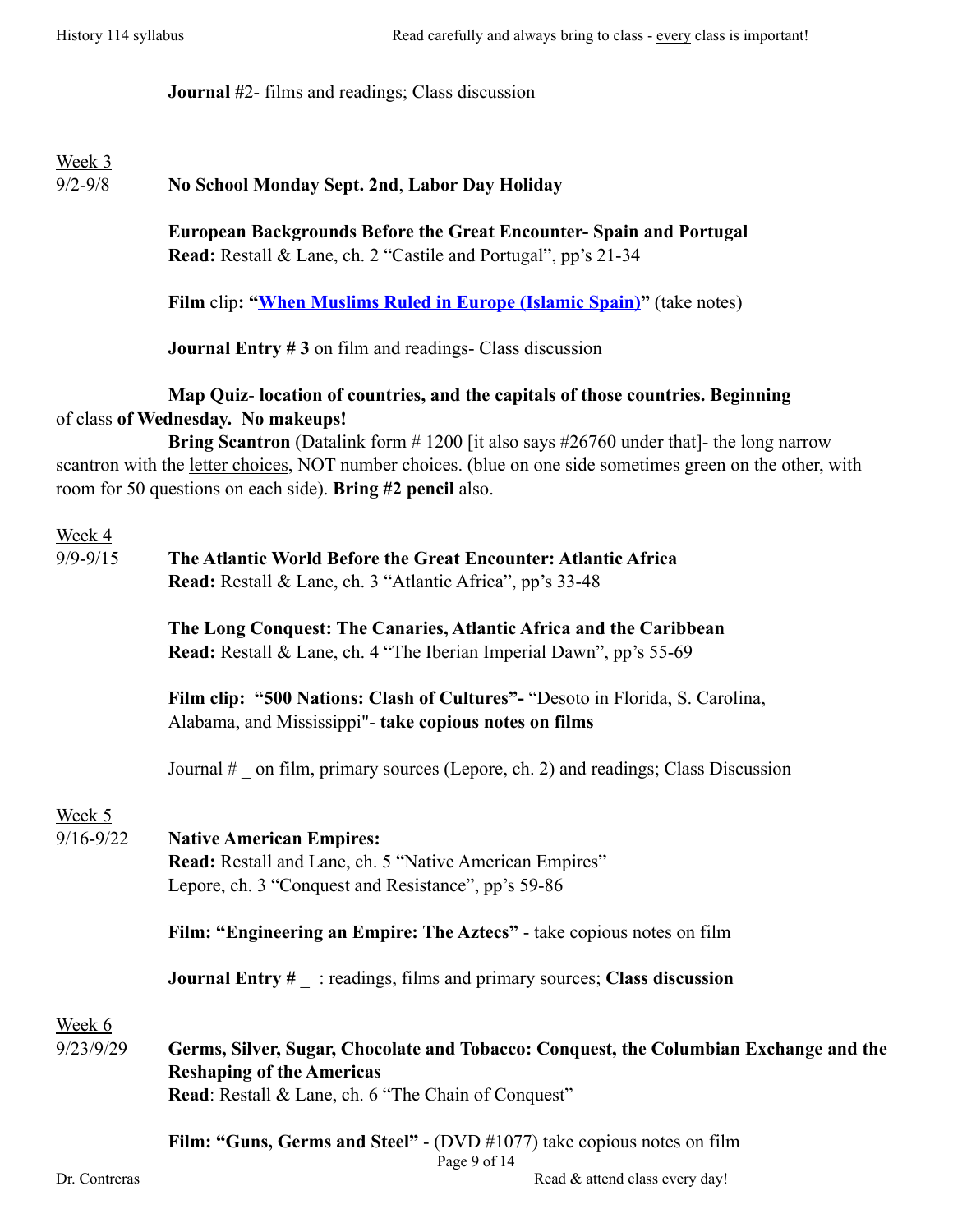**Journal #**2- films and readings; Class discussion

Week 3

9/2-9/8 **No School Monday Sept. 2nd**, **Labor Day Holiday**

**European Backgrounds Before the Great Encounter- Spain and Portugal**
**Read:** Restall & Lane, ch. 2 "Castile and Portugal", pp's 21-34

**Film** clip**: "When Muslims Ruled in Europe (Islamic Spain)"** (take notes)

**Journal Entry # 3** on film and readings- Class discussion

**Map Quiz**- **location of countries, and the capitals of those countries. Beginning** of class **of Wednesday. No makeups!**

**Bring Scantron** (Datalink form # 1200 [it also says #26760 under that]- the long narrow scantron with the letter choices, NOT number choices. (blue on one side sometimes green on the other, with room for 50 questions on each side). **Bring #2 pencil** also.

Week 4

9/9-9/15 **The Atlantic World Before the Great Encounter: Atlantic Africa**
**Read:** Restall & Lane, ch. 3 "Atlantic Africa", pp's 33-48

**The Long Conquest: The Canaries, Atlantic Africa and the Caribbean**
**Read:** Restall & Lane, ch. 4 "The Iberian Imperial Dawn", pp's 55-69

**Film clip: "500 Nations: Clash of Cultures"-** "Desoto in Florida, S. Carolina, Alabama, and Mississippi"- **take copious notes on films**

Journal # _ on film, primary sources (Lepore, ch. 2) and readings; Class Discussion

Week 5

9/16-9/22 **Native American Empires:**
**Read:** Restall and Lane, ch. 5 "Native American Empires"
Lepore, ch. 3 "Conquest and Resistance", pp's 59-86

**Film: "Engineering an Empire: The Aztecs"** - take copious notes on film

**Journal Entry # _** : readings, films and primary sources; **Class discussion**

Week 6

9/23/9/29 **Germs, Silver, Sugar, Chocolate and Tobacco: Conquest, the Columbian Exchange and the Reshaping of the Americas**
**Read**: Restall & Lane, ch. 6 "The Chain of Conquest"

**Film: "Guns, Germs and Steel"** - (DVD #1077) take copious notes on film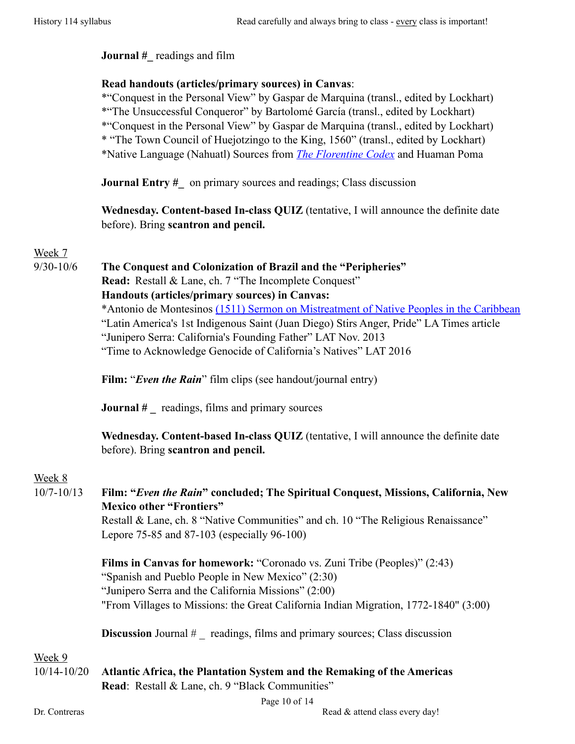**Journal #_** readings and film

**Read handouts (articles/primary sources) in Canvas**:
*"Conquest in the Personal View" by Gaspar de Marquina (transl., edited by Lockhart)
*"The Unsuccessful Conqueror" by Bartolomé García (transl., edited by Lockhart)
*"Conquest in the Personal View" by Gaspar de Marquina (transl., edited by Lockhart)
* "The Town Council of Huejotzingo to the King, 1560" (transl., edited by Lockhart)
*Native Language (Nahuatl) Sources from *The Florentine Codex* and Huaman Poma

**Journal Entry #_** on primary sources and readings; Class discussion

**Wednesday. Content-based In-class QUIZ** (tentative, I will announce the definite date before). Bring **scantron and pencil.**

Week 7
9/30-10/6 **The Conquest and Colonization of Brazil and the "Peripheries"**
**Read:** Restall & Lane, ch. 7 "The Incomplete Conquest"
**Handouts (articles/primary sources) in Canvas:**
*Antonio de Montesinos (1511) Sermon on Mistreatment of Native Peoples in the Caribbean
"Latin America's 1st Indigenous Saint (Juan Diego) Stirs Anger, Pride" LA Times article
"Junipero Serra: California's Founding Father" LAT Nov. 2013
"Time to Acknowledge Genocide of California's Natives" LAT 2016

**Film:** "***Even the Rain***" film clips (see handout/journal entry)

**Journal # _** readings, films and primary sources

**Wednesday. Content-based In-class QUIZ** (tentative, I will announce the definite date before). Bring **scantron and pencil.**

Week 8
10/7-10/13 **Film: "*Even the Rain*" concluded; The Spiritual Conquest, Missions, California, New Mexico other "Frontiers"**
Restall & Lane, ch. 8 "Native Communities" and ch. 10 "The Religious Renaissance"
Lepore 75-85 and 87-103 (especially 96-100)

**Films in Canvas for homework:** "Coronado vs. Zuni Tribe (Peoples)" (2:43)
"Spanish and Pueblo People in New Mexico" (2:30)
"Junipero Serra and the California Missions" (2:00)
"From Villages to Missions: the Great California Indian Migration, 1772-1840" (3:00)

**Discussion** Journal # _ readings, films and primary sources; Class discussion

Week 9
10/14-10/20 **Atlantic Africa, the Plantation System and the Remaking of the Americas**
**Read**: Restall & Lane, ch. 9 "Black Communities"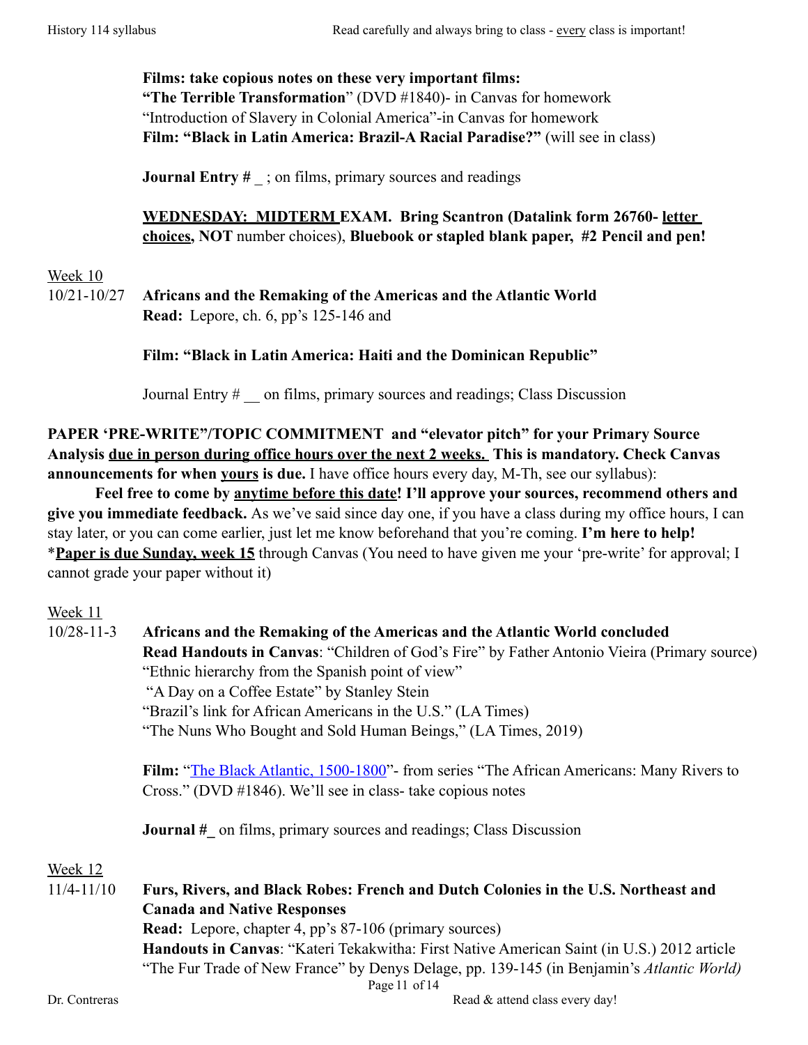**Films: take copious notes on these very important films:**
**"The Terrible Transformation**" (DVD #1840)- in Canvas for homework
"Introduction of Slavery in Colonial America"-in Canvas for homework
**Film: "Black in Latin America: Brazil-A Racial Paradise?"** (will see in class)

**Journal Entry # _** ; on films, primary sources and readings

**WEDNESDAY: MIDTERM EXAM. Bring Scantron (Datalink form 26760- letter choices, NOT** number choices), **Bluebook or stapled blank paper, #2 Pencil and pen!**

Week 10

10/21-10/27 **Africans and the Remaking of the Americas and the Atlantic World**
**Read:** Lepore, ch. 6, pp's 125-146 and

**Film: "Black in Latin America: Haiti and the Dominican Republic"**

Journal Entry # __ on films, primary sources and readings; Class Discussion

**PAPER 'PRE-WRITE"/TOPIC COMMITMENT and "elevator pitch" for your Primary Source Analysis due in person during office hours over the next 2 weeks. This is mandatory. Check Canvas announcements for when yours is due.** I have office hours every day, M-Th, see our syllabus):

**Feel free to come by anytime before this date! I'll approve your sources, recommend others and give you immediate feedback.** As we've said since day one, if you have a class during my office hours, I can stay later, or you can come earlier, just let me know beforehand that you're coming. **I'm here to help!**
*__**Paper is due Sunday, week 15**__ through Canvas (You need to have given me your 'pre-write' for approval; I cannot grade your paper without it)

Week 11

10/28-11-3 **Africans and the Remaking of the Americas and the Atlantic World concluded**
**Read Handouts in Canvas**: "Children of God's Fire" by Father Antonio Vieira (Primary source)
"Ethnic hierarchy from the Spanish point of view"
"A Day on a Coffee Estate" by Stanley Stein
"Brazil's link for African Americans in the U.S." (LA Times)
"The Nuns Who Bought and Sold Human Beings," (LA Times, 2019)

**Film:** "The Black Atlantic, 1500-1800"- from series "The African Americans: Many Rivers to Cross." (DVD #1846). We'll see in class- take copious notes

**Journal #_** on films, primary sources and readings; Class Discussion

Week 12

11/4-11/10 **Furs, Rivers, and Black Robes: French and Dutch Colonies in the U.S. Northeast and Canada and Native Responses**
**Read:** Lepore, chapter 4, pp's 87-106 (primary sources)
**Handouts in Canvas**: "Kateri Tekakwitha: First Native American Saint (in U.S.) 2012 article
"The Fur Trade of New France" by Denys Delage, pp. 139-145 (in Benjamin's *Atlantic World)*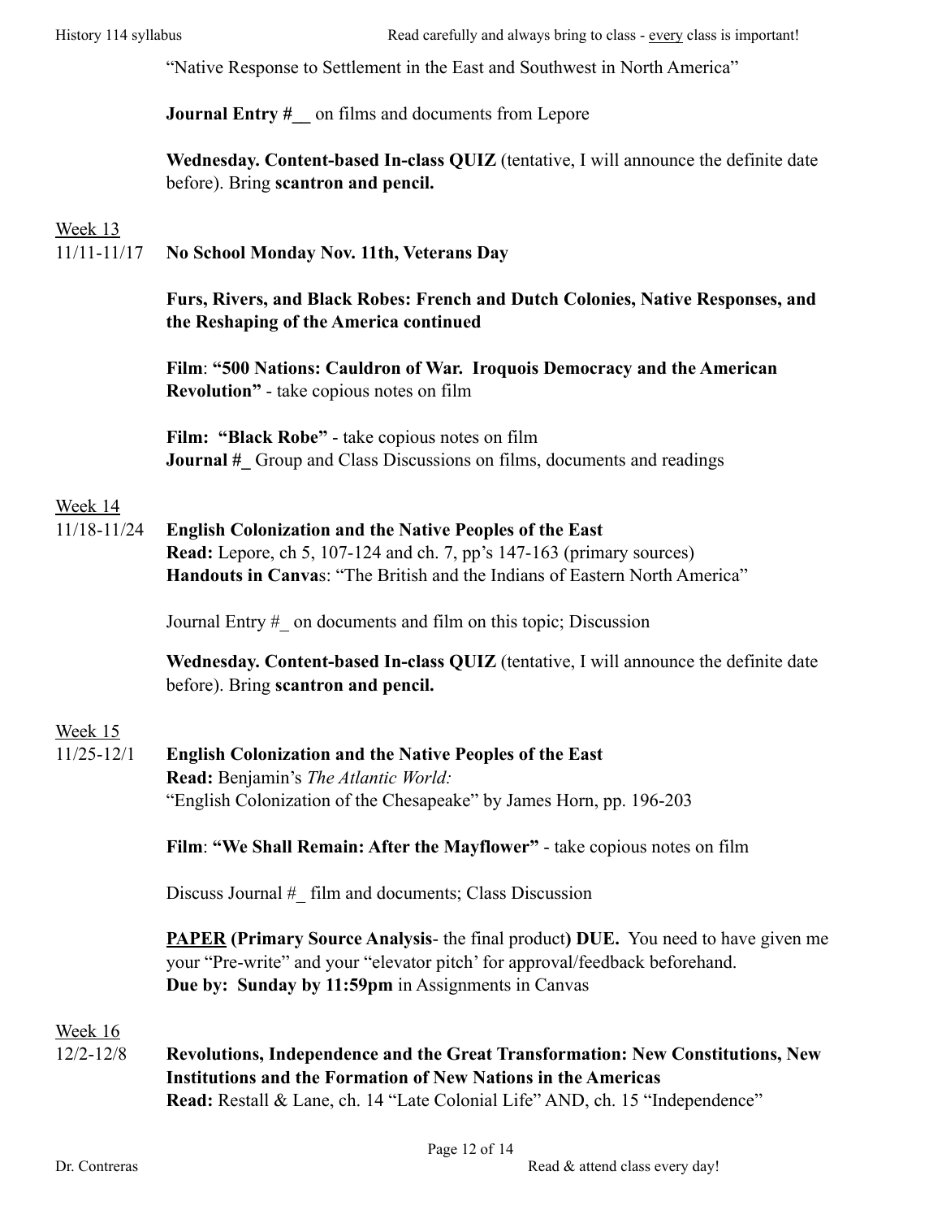"Native Response to Settlement in the East and Southwest in North America"

**Journal Entry #__** on films and documents from Lepore

**Wednesday. Content-based In-class QUIZ** (tentative, I will announce the definite date before). Bring **scantron and pencil.**

Week 13

11/11-11/17 **No School Monday Nov. 11th, Veterans Day**

**Furs, Rivers, and Black Robes: French and Dutch Colonies, Native Responses, and the Reshaping of the America continued**

**Film**: **"500 Nations: Cauldron of War. Iroquois Democracy and the American Revolution"** - take copious notes on film

**Film: "Black Robe"** - take copious notes on film
**Journal #_** Group and Class Discussions on films, documents and readings

Week 14

11/18-11/24 **English Colonization and the Native Peoples of the East**
**Read:** Lepore, ch 5, 107-124 and ch. 7, pp's 147-163 (primary sources)
**Handouts in Canva**s: "The British and the Indians of Eastern North America"

Journal Entry #_ on documents and film on this topic; Discussion

**Wednesday. Content-based In-class QUIZ** (tentative, I will announce the definite date before). Bring **scantron and pencil.**

Week 15

11/25-12/1 **English Colonization and the Native Peoples of the East**
**Read:** Benjamin's *The Atlantic World:*
"English Colonization of the Chesapeake" by James Horn, pp. 196-203

**Film**: **"We Shall Remain: After the Mayflower"** - take copious notes on film

Discuss Journal #_ film and documents; Class Discussion

**PAPER (Primary Source Analysis**- the final product**) DUE.** You need to have given me your "Pre-write" and your "elevator pitch' for approval/feedback beforehand.
**Due by: Sunday by 11:59pm** in Assignments in Canvas

Week 16

12/2-12/8 **Revolutions, Independence and the Great Transformation: New Constitutions, New Institutions and the Formation of New Nations in the Americas**
**Read:** Restall & Lane, ch. 14 "Late Colonial Life" AND, ch. 15 "Independence"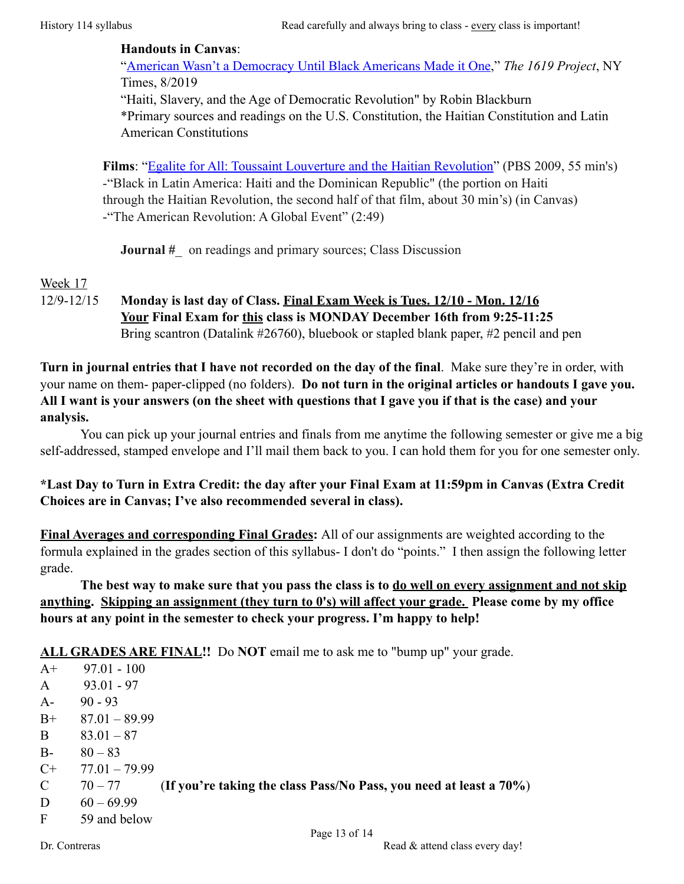**Handouts in Canvas**:

"[American Wasn't a Democracy Until Black Americans Made it One](#)," *The 1619 Project*, NY Times, 8/2019

"Haiti, Slavery, and the Age of Democratic Revolution" by Robin Blackburn

*Primary sources and readings on the U.S. Constitution, the Haitian Constitution and Latin American Constitutions

**Films**: "[Egalite for All: Toussaint Louverture and the Haitian Revolution](#)" (PBS 2009, 55 min's)

-"Black in Latin America: Haiti and the Dominican Republic" (the portion on Haiti through the Haitian Revolution, the second half of that film, about 30 min's) (in Canvas)

-"The American Revolution: A Global Event" (2:49)

**Journal #_** on readings and primary sources; Class Discussion

<u>Week 17</u>

12/9-12/15 **Monday is last day of Class. <u>Final Exam Week is Tues. 12/10 - Mon. 12/16</u>**

**<u>Your</u> Final Exam for <u>this</u> class is MONDAY December 16th from 9:25-11:25**

Bring scantron (Datalink #26760), bluebook or stapled blank paper, #2 pencil and pen

**Turn in journal entries that I have not recorded on the day of the final**. Make sure they're in order, with your name on them- paper-clipped (no folders). **Do not turn in the original articles or handouts I gave you. All I want is your answers (on the sheet with questions that I gave you if that is the case) and your analysis.**

You can pick up your journal entries and finals from me anytime the following semester or give me a big self-addressed, stamped envelope and I'll mail them back to you. I can hold them for you for one semester only.

**\*Last Day to Turn in Extra Credit: the day after your Final Exam at 11:59pm in Canvas (Extra Credit Choices are in Canvas; I've also recommended several in class).**

**<u>Final Averages and corresponding Final Grades</u>:** All of our assignments are weighted according to the formula explained in the grades section of this syllabus- I don't do "points." I then assign the following letter grade.

**The best way to make sure that you pass the class is to <u>do well on every assignment and not skip anything</u>. <u>Skipping an assignment (they turn to 0's) will affect your grade.</u> Please come by my office hours at any point in the semester to check your progress. I'm happy to help!**

**<u>ALL GRADES ARE FINAL</u>!!** Do **NOT** email me to ask me to "bump up" your grade.

| | | |
|---|---|---|
| A+ | 97.01 - 100 | |
| A | 93.01 - 97 | |
| A- | 90 - 93 | |
| B+ | 87.01 – 89.99 | |
| B | 83.01 – 87 | |
| B- | 80 – 83 | |
| C+ | 77.01 – 79.99 | |
| C | 70 – 77 | (**If you're taking the class Pass/No Pass, you need at least a 70%**) |
| D | 60 – 69.99 | |
| F | 59 and below | |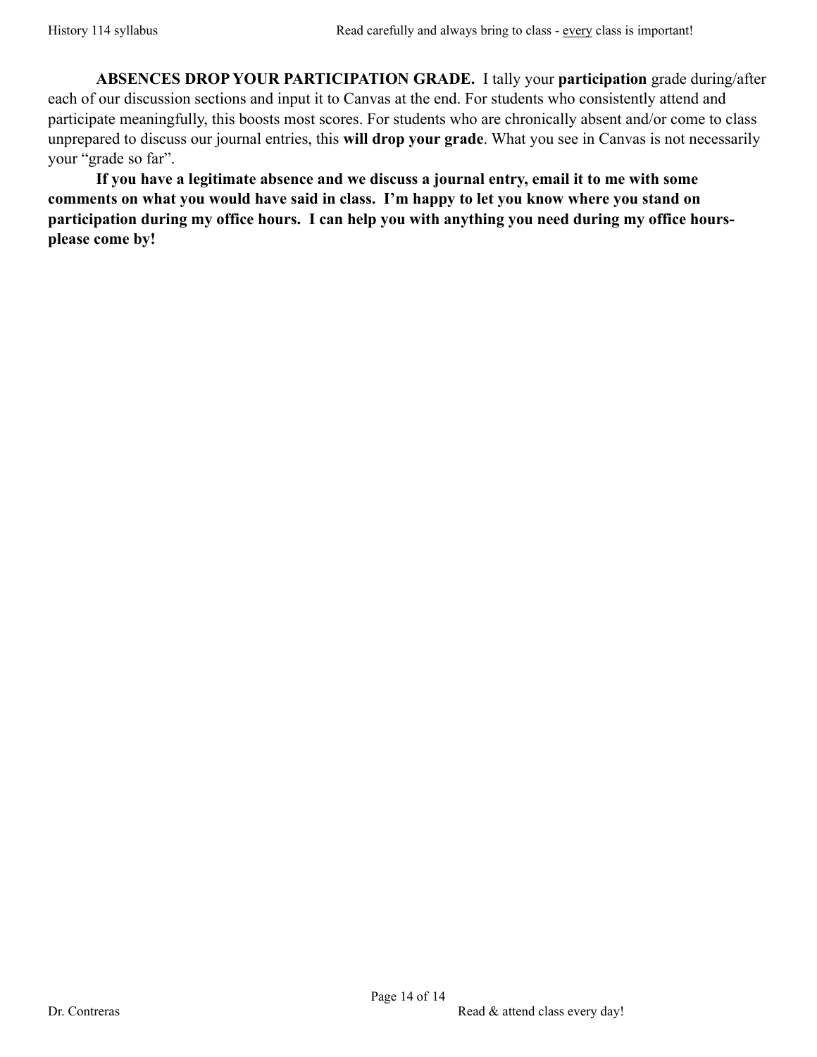**ABSENCES DROP YOUR PARTICIPATION GRADE.** I tally your **participation** grade during/after each of our discussion sections and input it to Canvas at the end. For students who consistently attend and participate meaningfully, this boosts most scores. For students who are chronically absent and/or come to class unprepared to discuss our journal entries, this **will drop your grade**. What you see in Canvas is not necessarily your "grade so far".

**If you have a legitimate absence and we discuss a journal entry, email it to me with some comments on what you would have said in class. I'm happy to let you know where you stand on participation during my office hours. I can help you with anything you need during my office hours- please come by!**